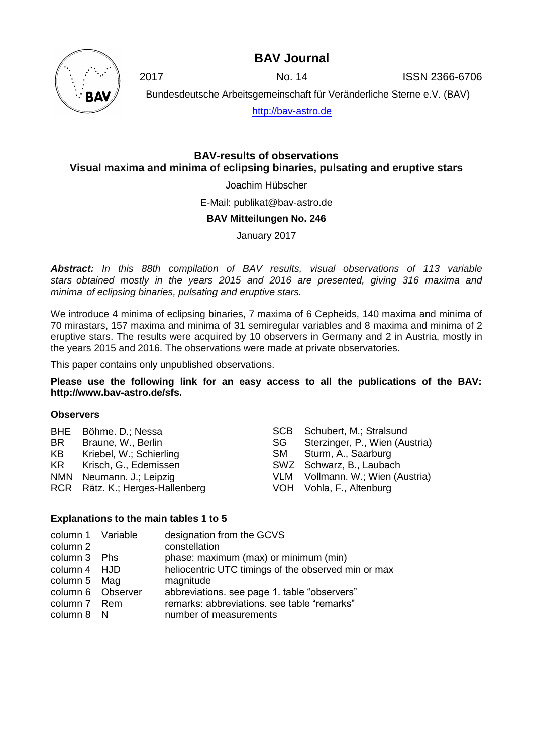# BAV Journal

2017 No. 14 ISSN 2366-6706

Bundesdeutsche Arbeitsgemeinschaft für Veränderliche Sterne e.V. (BAV)

http://bav-astro.de

## BAV-results of observations
## Visual maxima and minima of eclipsing binaries, pulsating and eruptive stars

Joachim Hübscher

E-Mail: publikat@bav-astro.de

**BAV Mitteilungen No. 246**

January 2017

***Abstract:*** *In this 88th compilation of BAV results, visual observations of 113 variable stars obtained mostly in the years 2015 and 2016 are presented, giving 316 maxima and minima of eclipsing binaries, pulsating and eruptive stars.*

We introduce 4 minima of eclipsing binaries, 7 maxima of 6 Cepheids, 140 maxima and minima of 70 mirastars, 157 maxima and minima of 31 semiregular variables and 8 maxima and minima of 2 eruptive stars. The results were acquired by 10 observers in Germany and 2 in Austria, mostly in the years 2015 and 2016. The observations were made at private observatories.

This paper contains only unpublished observations.

**Please use the following link for an easy access to all the publications of the BAV: http://www.bav-astro.de/sfs.**

### Observers

| | |
|---|---|
| BHE | Böhme. D.; Nessa |
| BR | Braune, W., Berlin |
| KB | Kriebel, W.; Schierling |
| KR | Krisch, G., Edemissen |
| NMN | Neumann. J.; Leipzig |
| RCR | Rätz. K.; Herges-Hallenberg |
| SCB | Schubert, M.; Stralsund |
| SG | Sterzinger, P., Wien (Austria) |
| SM | Sturm, A., Saarburg |
| SWZ | Schwarz, B., Laubach |
| VLM | Vollmann. W.; Wien (Austria) |
| VOH | Vohla, F., Altenburg |

### Explanations to the main tables 1 to 5

| | | |
|---|---|---|
| column 1 | Variable | designation from the GCVS |
| column 2 | | constellation |
| column 3 | Phs | phase: maximum (max) or minimum (min) |
| column 4 | HJD | heliocentric UTC timings of the observed min or max |
| column 5 | Mag | magnitude |
| column 6 | Observer | abbreviations. see page 1. table "observers" |
| column 7 | Rem | remarks: abbreviations. see table "remarks" |
| column 8 | N | number of measurements |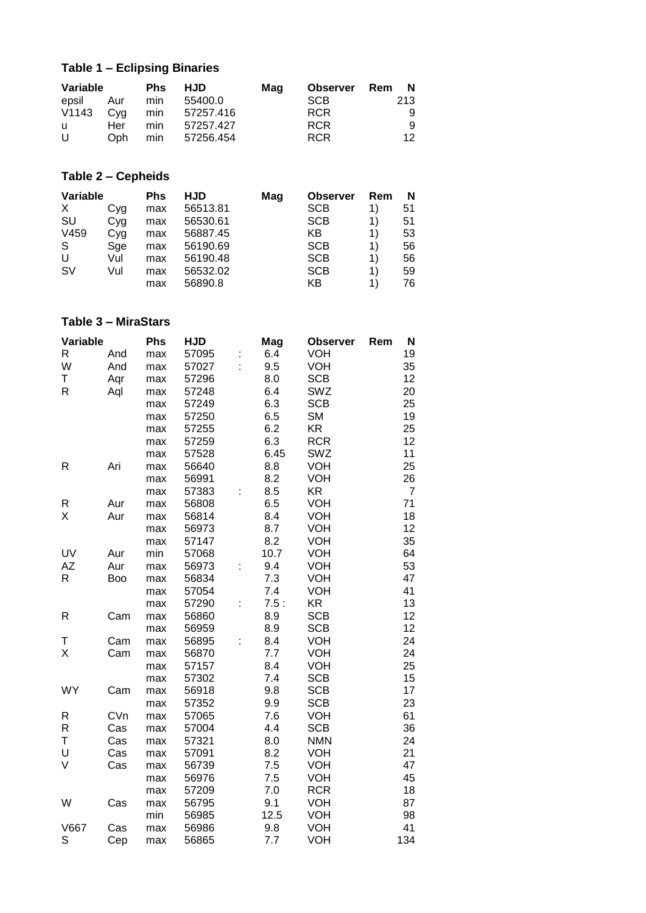## Table 1 – Eclipsing Binaries

| Variable | | Phs | HJD | Mag | Observer | Rem | N |
|---|---|---|---|---|---|---|---|
| epsil | Aur | min | 55400.0 | | SCB | | 213 |
| V1143 | Cyg | min | 57257.416 | | RCR | | 9 |
| u | Her | min | 57257.427 | | RCR | | 9 |
| U | Oph | min | 57256.454 | | RCR | | 12 |

## Table 2 – Cepheids

| Variable | | Phs | HJD | Mag | Observer | Rem | N |
|---|---|---|---|---|---|---|---|
| X | Cyg | max | 56513.81 | | SCB | 1) | 51 |
| SU | Cyg | max | 56530.61 | | SCB | 1) | 51 |
| V459 | Cyg | max | 56887.45 | | KB | 1) | 53 |
| S | Sge | max | 56190.69 | | SCB | 1) | 56 |
| U | Vul | max | 56190.48 | | SCB | 1) | 56 |
| SV | Vul | max | 56532.02 | | SCB | 1) | 59 |
| | | max | 56890.8 | | KB | 1) | 76 |

## Table 3 – MiraStars

| Variable | | Phs | HJD | | Mag | Observer | Rem | N |
|---|---|---|---|---|---|---|---|---|
| R | And | max | 57095 | : | 6.4 | VOH | | 19 |
| W | And | max | 57027 | : | 9.5 | VOH | | 35 |
| T | Aqr | max | 57296 | | 8.0 | SCB | | 12 |
| R | Aql | max | 57248 | | 6.4 | SWZ | | 20 |
| | | max | 57249 | | 6.3 | SCB | | 25 |
| | | max | 57250 | | 6.5 | SM | | 19 |
| | | max | 57255 | | 6.2 | KR | | 25 |
| | | max | 57259 | | 6.3 | RCR | | 12 |
| | | max | 57528 | | 6.45 | SWZ | | 11 |
| R | Ari | max | 56640 | | 8.8 | VOH | | 25 |
| | | max | 56991 | | 8.2 | VOH | | 26 |
| | | max | 57383 | : | 8.5 | KR | | 7 |
| R | Aur | max | 56808 | | 6.5 | VOH | | 71 |
| X | Aur | max | 56814 | | 8.4 | VOH | | 18 |
| | | max | 56973 | | 8.7 | VOH | | 12 |
| | | max | 57147 | | 8.2 | VOH | | 35 |
| UV | Aur | min | 57068 | | 10.7 | VOH | | 64 |
| AZ | Aur | max | 56973 | : | 9.4 | VOH | | 53 |
| R | Boo | max | 56834 | | 7.3 | VOH | | 47 |
| | | max | 57054 | | 7.4 | VOH | | 41 |
| | | max | 57290 | : | 7.5 : | KR | | 13 |
| R | Cam | max | 56860 | | 8.9 | SCB | | 12 |
| | | max | 56959 | | 8.9 | SCB | | 12 |
| T | Cam | max | 56895 | : | 8.4 | VOH | | 24 |
| X | Cam | max | 56870 | | 7.7 | VOH | | 24 |
| | | max | 57157 | | 8.4 | VOH | | 25 |
| | | max | 57302 | | 7.4 | SCB | | 15 |
| WY | Cam | max | 56918 | | 9.8 | SCB | | 17 |
| | | max | 57352 | | 9.9 | SCB | | 23 |
| R | CVn | max | 57065 | | 7.6 | VOH | | 61 |
| R | Cas | max | 57004 | | 4.4 | SCB | | 36 |
| T | Cas | max | 57321 | | 8.0 | NMN | | 24 |
| U | Cas | max | 57091 | | 8.2 | VOH | | 21 |
| V | Cas | max | 56739 | | 7.5 | VOH | | 47 |
| | | max | 56976 | | 7.5 | VOH | | 45 |
| | | max | 57209 | | 7.0 | RCR | | 18 |
| W | Cas | max | 56795 | | 9.1 | VOH | | 87 |
| | | min | 56985 | | 12.5 | VOH | | 98 |
| V667 | Cas | max | 56986 | | 9.8 | VOH | | 41 |
| S | Cep | max | 56865 | | 7.7 | VOH | | 134 |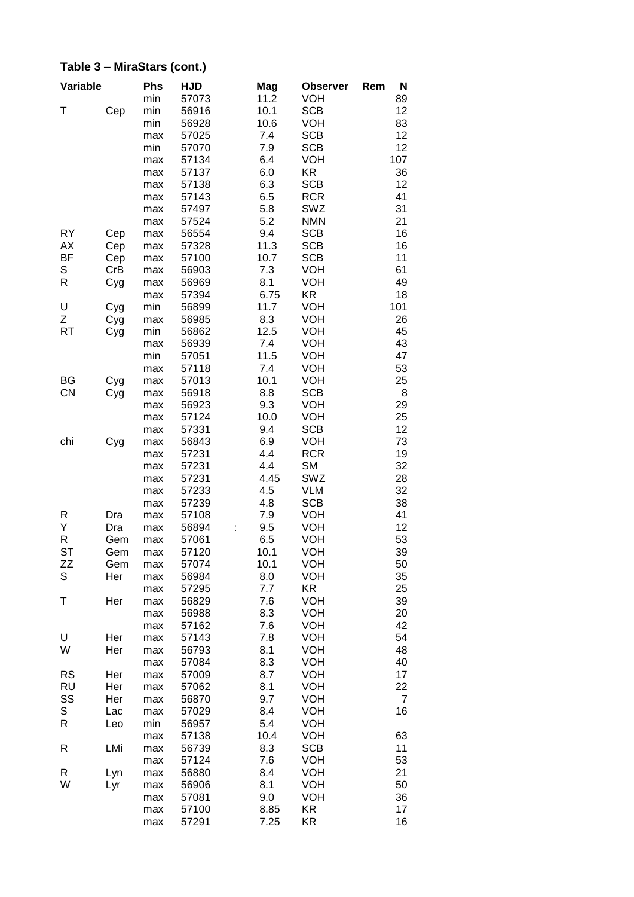## Table 3 – MiraStars (cont.)

| Variable | | Phs | HJD | | Mag | Observer | Rem | N |
|---|---|---|---|---|---|---|---|---|
| | | min | 57073 | | 11.2 | VOH | | 89 |
| T | Cep | min | 56916 | | 10.1 | SCB | | 12 |
| | | min | 56928 | | 10.6 | VOH | | 83 |
| | | max | 57025 | | 7.4 | SCB | | 12 |
| | | min | 57070 | | 7.9 | SCB | | 12 |
| | | max | 57134 | | 6.4 | VOH | | 107 |
| | | max | 57137 | | 6.0 | KR | | 36 |
| | | max | 57138 | | 6.3 | SCB | | 12 |
| | | max | 57143 | | 6.5 | RCR | | 41 |
| | | max | 57497 | | 5.8 | SWZ | | 31 |
| | | max | 57524 | | 5.2 | NMN | | 21 |
| RY | Cep | max | 56554 | | 9.4 | SCB | | 16 |
| AX | Cep | max | 57328 | | 11.3 | SCB | | 16 |
| BF | Cep | max | 57100 | | 10.7 | SCB | | 11 |
| S | CrB | max | 56903 | | 7.3 | VOH | | 61 |
| R | Cyg | max | 56969 | | 8.1 | VOH | | 49 |
| | | max | 57394 | | 6.75 | KR | | 18 |
| U | Cyg | min | 56899 | | 11.7 | VOH | | 101 |
| Z | Cyg | max | 56985 | | 8.3 | VOH | | 26 |
| RT | Cyg | min | 56862 | | 12.5 | VOH | | 45 |
| | | max | 56939 | | 7.4 | VOH | | 43 |
| | | min | 57051 | | 11.5 | VOH | | 47 |
| | | max | 57118 | | 7.4 | VOH | | 53 |
| BG | Cyg | max | 57013 | | 10.1 | VOH | | 25 |
| CN | Cyg | max | 56918 | | 8.8 | SCB | | 8 |
| | | max | 56923 | | 9.3 | VOH | | 29 |
| | | max | 57124 | | 10.0 | VOH | | 25 |
| | | max | 57331 | | 9.4 | SCB | | 12 |
| chi | Cyg | max | 56843 | | 6.9 | VOH | | 73 |
| | | max | 57231 | | 4.4 | RCR | | 19 |
| | | max | 57231 | | 4.4 | SM | | 32 |
| | | max | 57231 | | 4.45 | SWZ | | 28 |
| | | max | 57233 | | 4.5 | VLM | | 32 |
| | | max | 57239 | | 4.8 | SCB | | 38 |
| R | Dra | max | 57108 | | 7.9 | VOH | | 41 |
| Y | Dra | max | 56894 | : | 9.5 | VOH | | 12 |
| R | Gem | max | 57061 | | 6.5 | VOH | | 53 |
| ST | Gem | max | 57120 | | 10.1 | VOH | | 39 |
| ZZ | Gem | max | 57074 | | 10.1 | VOH | | 50 |
| S | Her | max | 56984 | | 8.0 | VOH | | 35 |
| | | max | 57295 | | 7.7 | KR | | 25 |
| T | Her | max | 56829 | | 7.6 | VOH | | 39 |
| | | max | 56988 | | 8.3 | VOH | | 20 |
| | | max | 57162 | | 7.6 | VOH | | 42 |
| U | Her | max | 57143 | | 7.8 | VOH | | 54 |
| W | Her | max | 56793 | | 8.1 | VOH | | 48 |
| | | max | 57084 | | 8.3 | VOH | | 40 |
| RS | Her | max | 57009 | | 8.7 | VOH | | 17 |
| RU | Her | max | 57062 | | 8.1 | VOH | | 22 |
| SS | Her | max | 56870 | | 9.7 | VOH | | 7 |
| S | Lac | max | 57029 | | 8.4 | VOH | | 16 |
| R | Leo | min | 56957 | | 5.4 | VOH | | |
| | | max | 57138 | | 10.4 | VOH | | 63 |
| R | LMi | max | 56739 | | 8.3 | SCB | | 11 |
| | | max | 57124 | | 7.6 | VOH | | 53 |
| R | Lyn | max | 56880 | | 8.4 | VOH | | 21 |
| W | Lyr | max | 56906 | | 8.1 | VOH | | 50 |
| | | max | 57081 | | 9.0 | VOH | | 36 |
| | | max | 57100 | | 8.85 | KR | | 17 |
| | | max | 57291 | | 7.25 | KR | | 16 |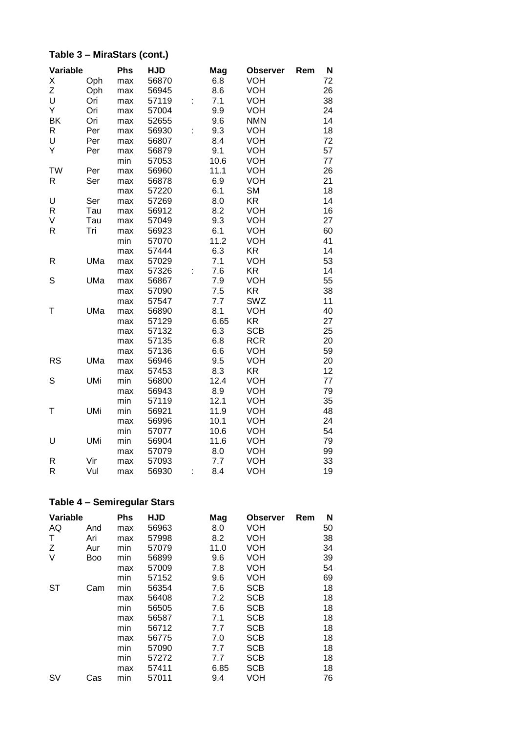## Table 3 – MiraStars (cont.)

| Variable | | Phs | HJD | | Mag | Observer | Rem | N |
|---|---|---|---|---|---|---|---|---|
| X | Oph | max | 56870 | | 6.8 | VOH | | 72 |
| Z | Oph | max | 56945 | | 8.6 | VOH | | 26 |
| U | Ori | max | 57119 | : | 7.1 | VOH | | 38 |
| Y | Ori | max | 57004 | | 9.9 | VOH | | 24 |
| BK | Ori | max | 52655 | | 9.6 | NMN | | 14 |
| R | Per | max | 56930 | : | 9.3 | VOH | | 18 |
| U | Per | max | 56807 | | 8.4 | VOH | | 72 |
| Y | Per | max | 56879 | | 9.1 | VOH | | 57 |
| | | min | 57053 | | 10.6 | VOH | | 77 |
| TW | Per | max | 56960 | | 11.1 | VOH | | 26 |
| R | Ser | max | 56878 | | 6.9 | VOH | | 21 |
| | | max | 57220 | | 6.1 | SM | | 18 |
| U | Ser | max | 57269 | | 8.0 | KR | | 14 |
| R | Tau | max | 56912 | | 8.2 | VOH | | 16 |
| V | Tau | max | 57049 | | 9.3 | VOH | | 27 |
| R | Tri | max | 56923 | | 6.1 | VOH | | 60 |
| | | min | 57070 | | 11.2 | VOH | | 41 |
| | | max | 57444 | | 6.3 | KR | | 14 |
| R | UMa | max | 57029 | | 7.1 | VOH | | 53 |
| | | max | 57326 | : | 7.6 | KR | | 14 |
| S | UMa | max | 56867 | | 7.9 | VOH | | 55 |
| | | max | 57090 | | 7.5 | KR | | 38 |
| | | max | 57547 | | 7.7 | SWZ | | 11 |
| T | UMa | max | 56890 | | 8.1 | VOH | | 40 |
| | | max | 57129 | | 6.65 | KR | | 27 |
| | | max | 57132 | | 6.3 | SCB | | 25 |
| | | max | 57135 | | 6.8 | RCR | | 20 |
| | | max | 57136 | | 6.6 | VOH | | 59 |
| RS | UMa | max | 56946 | | 9.5 | VOH | | 20 |
| | | max | 57453 | | 8.3 | KR | | 12 |
| S | UMi | min | 56800 | | 12.4 | VOH | | 77 |
| | | max | 56943 | | 8.9 | VOH | | 79 |
| | | min | 57119 | | 12.1 | VOH | | 35 |
| T | UMi | min | 56921 | | 11.9 | VOH | | 48 |
| | | max | 56996 | | 10.1 | VOH | | 24 |
| | | min | 57077 | | 10.6 | VOH | | 54 |
| U | UMi | min | 56904 | | 11.6 | VOH | | 79 |
| | | max | 57079 | | 8.0 | VOH | | 99 |
| R | Vir | max | 57093 | | 7.7 | VOH | | 33 |
| R | Vul | max | 56930 | : | 8.4 | VOH | | 19 |

## Table 4 – Semiregular Stars

| Variable | | Phs | HJD | Mag | Observer | Rem | N |
|---|---|---|---|---|---|---|---|
| AQ | And | max | 56963 | 8.0 | VOH | | 50 |
| T | Ari | max | 57998 | 8.2 | VOH | | 38 |
| Z | Aur | min | 57079 | 11.0 | VOH | | 34 |
| V | Boo | min | 56899 | 9.6 | VOH | | 39 |
| | | max | 57009 | 7.8 | VOH | | 54 |
| | | min | 57152 | 9.6 | VOH | | 69 |
| ST | Cam | min | 56354 | 7.6 | SCB | | 18 |
| | | max | 56408 | 7.2 | SCB | | 18 |
| | | min | 56505 | 7.6 | SCB | | 18 |
| | | max | 56587 | 7.1 | SCB | | 18 |
| | | min | 56712 | 7.7 | SCB | | 18 |
| | | max | 56775 | 7.0 | SCB | | 18 |
| | | min | 57090 | 7.7 | SCB | | 18 |
| | | min | 57272 | 7.7 | SCB | | 18 |
| | | max | 57411 | 6.85 | SCB | | 18 |
| SV | Cas | min | 57011 | 9.4 | VOH | | 76 |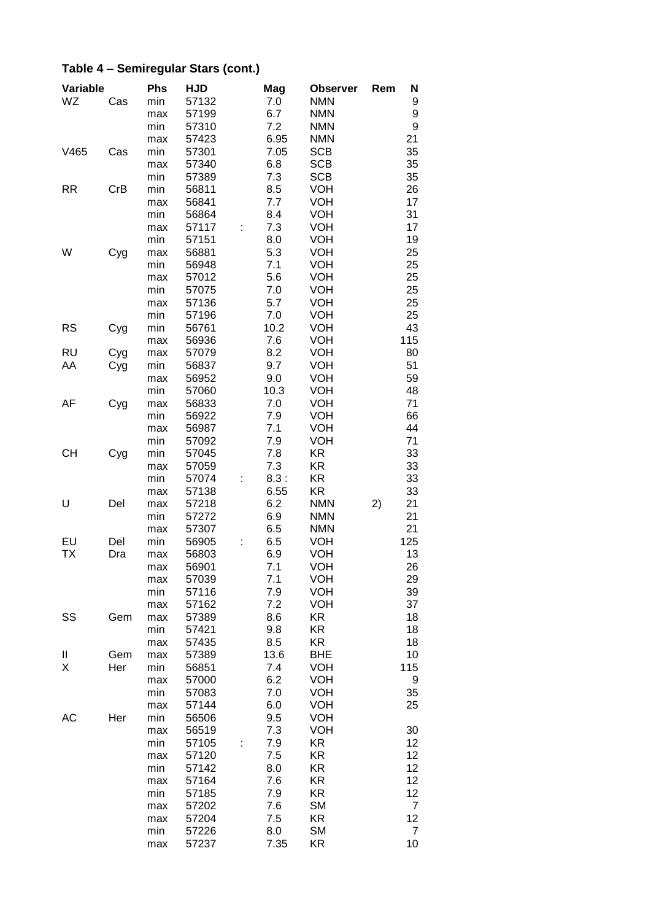### Table 4 – Semiregular Stars (cont.)

| Variable | | Phs | HJD | | Mag | Observer | Rem | N |
|---|---|---|---|---|---|---|---|---|
| WZ | Cas | min | 57132 | | 7.0 | NMN | | 9 |
| | | max | 57199 | | 6.7 | NMN | | 9 |
| | | min | 57310 | | 7.2 | NMN | | 9 |
| | | max | 57423 | | 6.95 | NMN | | 21 |
| V465 | Cas | min | 57301 | | 7.05 | SCB | | 35 |
| | | max | 57340 | | 6.8 | SCB | | 35 |
| | | min | 57389 | | 7.3 | SCB | | 35 |
| RR | CrB | min | 56811 | | 8.5 | VOH | | 26 |
| | | max | 56841 | | 7.7 | VOH | | 17 |
| | | min | 56864 | | 8.4 | VOH | | 31 |
| | | max | 57117 | : | 7.3 | VOH | | 17 |
| | | min | 57151 | | 8.0 | VOH | | 19 |
| W | Cyg | max | 56881 | | 5.3 | VOH | | 25 |
| | | min | 56948 | | 7.1 | VOH | | 25 |
| | | max | 57012 | | 5.6 | VOH | | 25 |
| | | min | 57075 | | 7.0 | VOH | | 25 |
| | | max | 57136 | | 5.7 | VOH | | 25 |
| | | min | 57196 | | 7.0 | VOH | | 25 |
| RS | Cyg | min | 56761 | | 10.2 | VOH | | 43 |
| | | max | 56936 | | 7.6 | VOH | | 115 |
| RU | Cyg | max | 57079 | | 8.2 | VOH | | 80 |
| AA | Cyg | min | 56837 | | 9.7 | VOH | | 51 |
| | | max | 56952 | | 9.0 | VOH | | 59 |
| | | min | 57060 | | 10.3 | VOH | | 48 |
| AF | Cyg | max | 56833 | | 7.0 | VOH | | 71 |
| | | min | 56922 | | 7.9 | VOH | | 66 |
| | | max | 56987 | | 7.1 | VOH | | 44 |
| | | min | 57092 | | 7.9 | VOH | | 71 |
| CH | Cyg | min | 57045 | | 7.8 | KR | | 33 |
| | | max | 57059 | | 7.3 | KR | | 33 |
| | | min | 57074 | : | 8.3 : | KR | | 33 |
| | | max | 57138 | | 6.55 | KR | | 33 |
| U | Del | max | 57218 | | 6.2 | NMN | 2) | 21 |
| | | min | 57272 | | 6.9 | NMN | | 21 |
| | | max | 57307 | | 6.5 | NMN | | 21 |
| EU | Del | min | 56905 | : | 6.5 | VOH | | 125 |
| TX | Dra | max | 56803 | | 6.9 | VOH | | 13 |
| | | max | 56901 | | 7.1 | VOH | | 26 |
| | | max | 57039 | | 7.1 | VOH | | 29 |
| | | min | 57116 | | 7.9 | VOH | | 39 |
| | | max | 57162 | | 7.2 | VOH | | 37 |
| SS | Gem | max | 57389 | | 8.6 | KR | | 18 |
| | | min | 57421 | | 9.8 | KR | | 18 |
| | | max | 57435 | | 8.5 | KR | | 18 |
| II | Gem | max | 57389 | | 13.6 | BHE | | 10 |
| X | Her | min | 56851 | | 7.4 | VOH | | 115 |
| | | max | 57000 | | 6.2 | VOH | | 9 |
| | | min | 57083 | | 7.0 | VOH | | 35 |
| | | max | 57144 | | 6.0 | VOH | | 25 |
| AC | Her | min | 56506 | | 9.5 | VOH | | |
| | | max | 56519 | | 7.3 | VOH | | 30 |
| | | min | 57105 | : | 7.9 | KR | | 12 |
| | | max | 57120 | | 7.5 | KR | | 12 |
| | | min | 57142 | | 8.0 | KR | | 12 |
| | | max | 57164 | | 7.6 | KR | | 12 |
| | | min | 57185 | | 7.9 | KR | | 12 |
| | | max | 57202 | | 7.6 | SM | | 7 |
| | | max | 57204 | | 7.5 | KR | | 12 |
| | | min | 57226 | | 8.0 | SM | | 7 |
| | | max | 57237 | | 7.35 | KR | | 10 |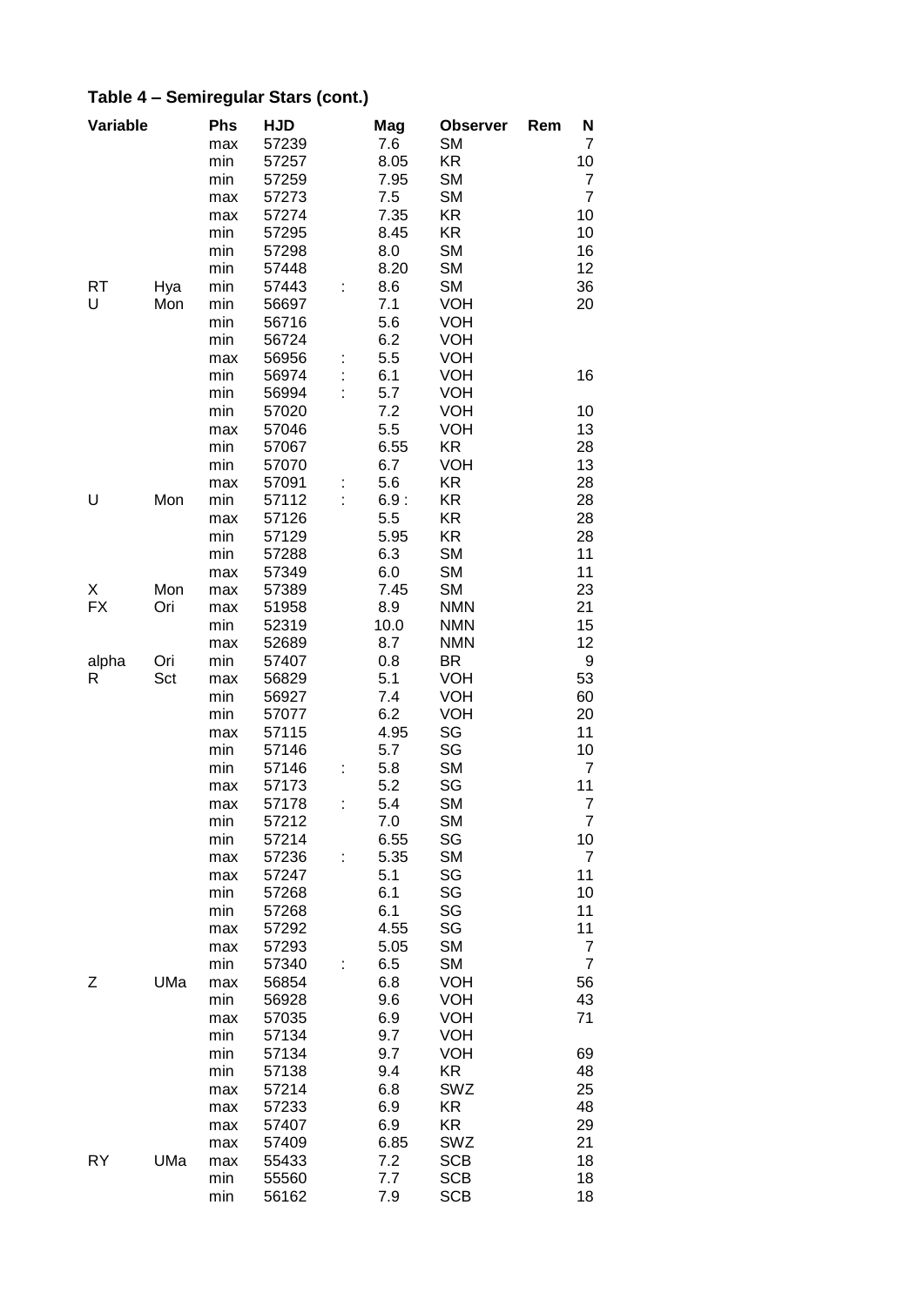## Table 4 – Semiregular Stars (cont.)

| Variable | | Phs | HJD | | Mag | Observer | Rem | N |
|---|---|---|---|---|---|---|---|---|
| | | max | 57239 | | 7.6 | SM | | 7 |
| | | min | 57257 | | 8.05 | KR | | 10 |
| | | min | 57259 | | 7.95 | SM | | 7 |
| | | max | 57273 | | 7.5 | SM | | 7 |
| | | max | 57274 | | 7.35 | KR | | 10 |
| | | min | 57295 | | 8.45 | KR | | 10 |
| | | min | 57298 | | 8.0 | SM | | 16 |
| | | min | 57448 | | 8.20 | SM | | 12 |
| RT | Hya | min | 57443 | : | 8.6 | SM | | 36 |
| U | Mon | min | 56697 | | 7.1 | VOH | | 20 |
| | | min | 56716 | | 5.6 | VOH | | |
| | | min | 56724 | | 6.2 | VOH | | |
| | | max | 56956 | : | 5.5 | VOH | | |
| | | min | 56974 | : | 6.1 | VOH | | 16 |
| | | min | 56994 | : | 5.7 | VOH | | |
| | | min | 57020 | | 7.2 | VOH | | 10 |
| | | max | 57046 | | 5.5 | VOH | | 13 |
| | | min | 57067 | | 6.55 | KR | | 28 |
| | | min | 57070 | | 6.7 | VOH | | 13 |
| | | max | 57091 | : | 5.6 | KR | | 28 |
| U | Mon | min | 57112 | : | 6.9 : | KR | | 28 |
| | | max | 57126 | | 5.5 | KR | | 28 |
| | | min | 57129 | | 5.95 | KR | | 28 |
| | | min | 57288 | | 6.3 | SM | | 11 |
| | | max | 57349 | | 6.0 | SM | | 11 |
| X | Mon | max | 57389 | | 7.45 | SM | | 23 |
| FX | Ori | max | 51958 | | 8.9 | NMN | | 21 |
| | | min | 52319 | | 10.0 | NMN | | 15 |
| | | max | 52689 | | 8.7 | NMN | | 12 |
| alpha | Ori | min | 57407 | | 0.8 | BR | | 9 |
| R | Sct | max | 56829 | | 5.1 | VOH | | 53 |
| | | min | 56927 | | 7.4 | VOH | | 60 |
| | | min | 57077 | | 6.2 | VOH | | 20 |
| | | max | 57115 | | 4.95 | SG | | 11 |
| | | min | 57146 | | 5.7 | SG | | 10 |
| | | min | 57146 | : | 5.8 | SM | | 7 |
| | | max | 57173 | | 5.2 | SG | | 11 |
| | | max | 57178 | : | 5.4 | SM | | 7 |
| | | min | 57212 | | 7.0 | SM | | 7 |
| | | min | 57214 | | 6.55 | SG | | 10 |
| | | max | 57236 | : | 5.35 | SM | | 7 |
| | | max | 57247 | | 5.1 | SG | | 11 |
| | | min | 57268 | | 6.1 | SG | | 10 |
| | | min | 57268 | | 6.1 | SG | | 11 |
| | | max | 57292 | | 4.55 | SG | | 11 |
| | | max | 57293 | | 5.05 | SM | | 7 |
| | | min | 57340 | : | 6.5 | SM | | 7 |
| Z | UMa | max | 56854 | | 6.8 | VOH | | 56 |
| | | min | 56928 | | 9.6 | VOH | | 43 |
| | | max | 57035 | | 6.9 | VOH | | 71 |
| | | min | 57134 | | 9.7 | VOH | | |
| | | min | 57134 | | 9.7 | VOH | | 69 |
| | | min | 57138 | | 9.4 | KR | | 48 |
| | | max | 57214 | | 6.8 | SWZ | | 25 |
| | | max | 57233 | | 6.9 | KR | | 48 |
| | | max | 57407 | | 6.9 | KR | | 29 |
| | | max | 57409 | | 6.85 | SWZ | | 21 |
| RY | UMa | max | 55433 | | 7.2 | SCB | | 18 |
| | | min | 55560 | | 7.7 | SCB | | 18 |
| | | min | 56162 | | 7.9 | SCB | | 18 |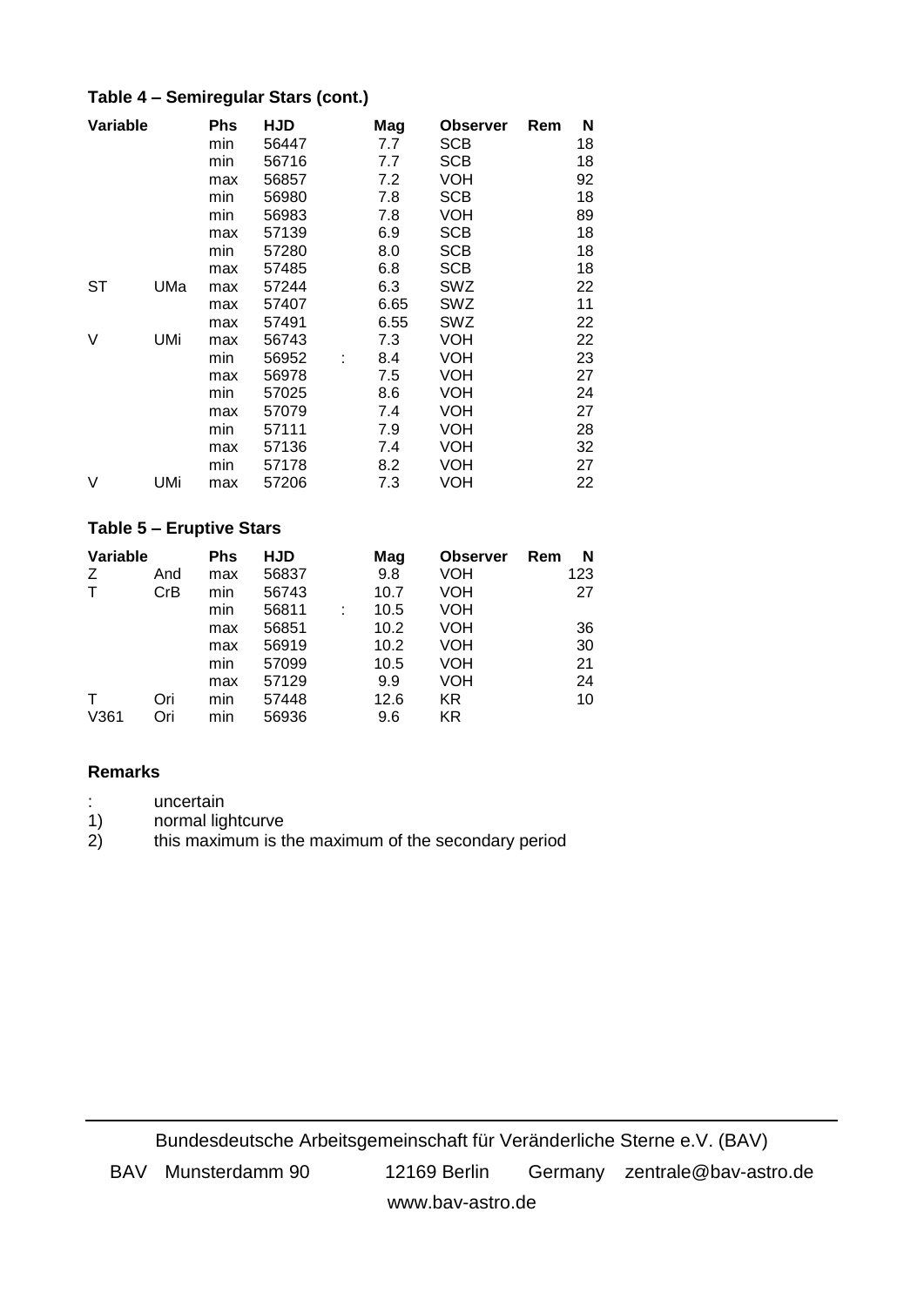### Table 4 – Semiregular Stars (cont.)

| Variable | | Phs | HJD | | Mag | Observer | Rem | N |
|---|---|---|---|---|---|---|---|---|
| | | min | 56447 | | 7.7 | SCB | | 18 |
| | | min | 56716 | | 7.7 | SCB | | 18 |
| | | max | 56857 | | 7.2 | VOH | | 92 |
| | | min | 56980 | | 7.8 | SCB | | 18 |
| | | min | 56983 | | 7.8 | VOH | | 89 |
| | | max | 57139 | | 6.9 | SCB | | 18 |
| | | min | 57280 | | 8.0 | SCB | | 18 |
| | | max | 57485 | | 6.8 | SCB | | 18 |
| ST | UMa | max | 57244 | | 6.3 | SWZ | | 22 |
| | | max | 57407 | | 6.65 | SWZ | | 11 |
| | | max | 57491 | | 6.55 | SWZ | | 22 |
| V | UMi | max | 56743 | | 7.3 | VOH | | 22 |
| | | min | 56952 | : | 8.4 | VOH | | 23 |
| | | max | 56978 | | 7.5 | VOH | | 27 |
| | | min | 57025 | | 8.6 | VOH | | 24 |
| | | max | 57079 | | 7.4 | VOH | | 27 |
| | | min | 57111 | | 7.9 | VOH | | 28 |
| | | max | 57136 | | 7.4 | VOH | | 32 |
| | | min | 57178 | | 8.2 | VOH | | 27 |
| V | UMi | max | 57206 | | 7.3 | VOH | | 22 |

### Table 5 – Eruptive Stars

| Variable | | Phs | HJD | | Mag | Observer | Rem | N |
|---|---|---|---|---|---|---|---|---|
| Z | And | max | 56837 | | 9.8 | VOH | | 123 |
| T | CrB | min | 56743 | | 10.7 | VOH | | 27 |
| | | min | 56811 | : | 10.5 | VOH | | |
| | | max | 56851 | | 10.2 | VOH | | 36 |
| | | max | 56919 | | 10.2 | VOH | | 30 |
| | | min | 57099 | | 10.5 | VOH | | 21 |
| | | max | 57129 | | 9.9 | VOH | | 24 |
| T | Ori | min | 57448 | | 12.6 | KR | | 10 |
| V361 | Ori | min | 56936 | | 9.6 | KR | | |

### Remarks

: uncertain
1) normal lightcurve
2) this maximum is the maximum of the secondary period

Bundesdeutsche Arbeitsgemeinschaft für Veränderliche Sterne e.V. (BAV)

BAV Munsterdamm 90 12169 Berlin Germany zentrale@bav-astro.de

www.bav-astro.de